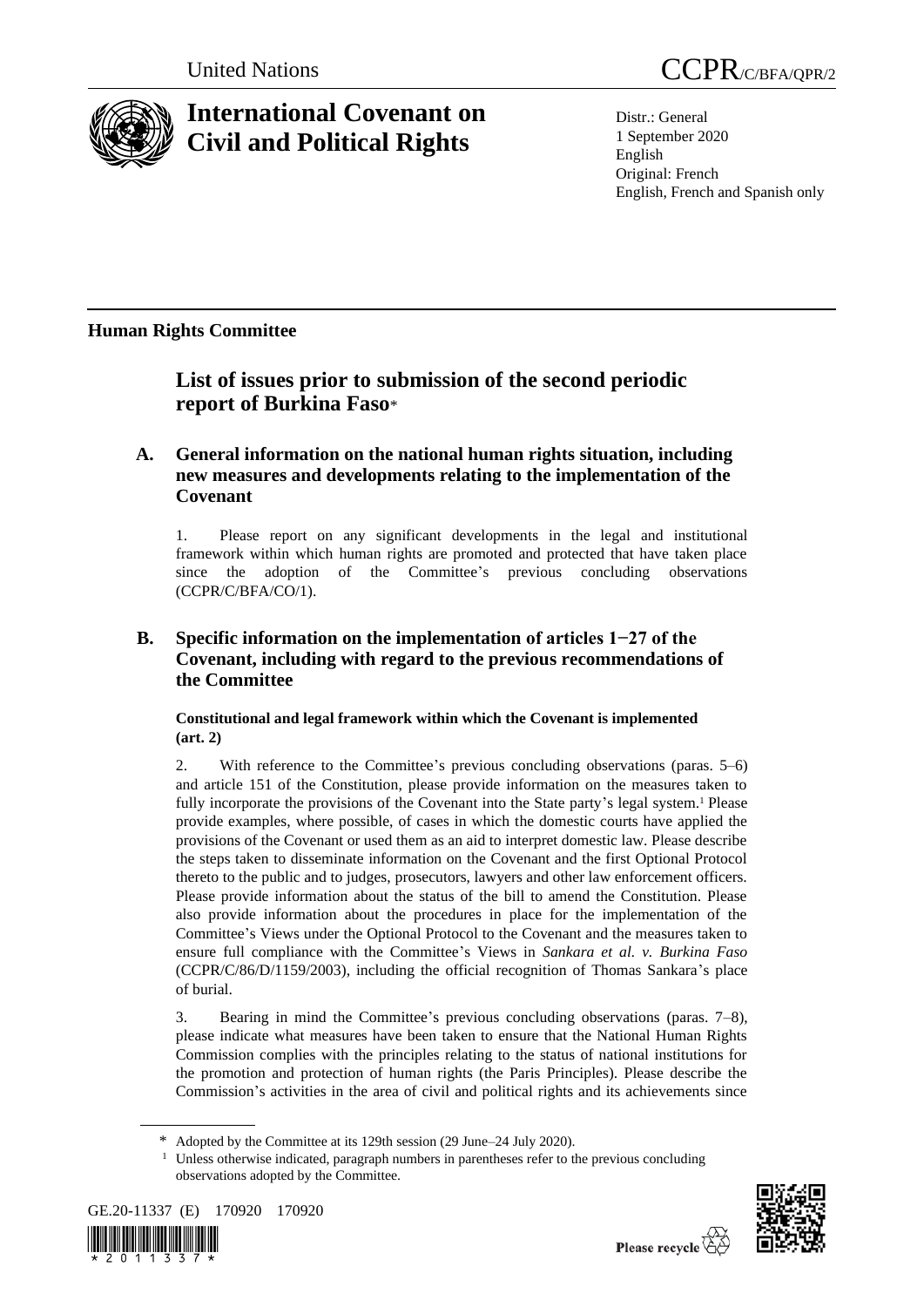United Nations CCPR/C/BFA/QPR/2

# International Covenant on Civil and Political Rights

Distr.: General
1 September 2020
English
Original: French
English, French and Spanish only

## Human Rights Committee

# List of issues prior to submission of the second periodic report of Burkina Faso*

## A. General information on the national human rights situation, including new measures and developments relating to the implementation of the Covenant

1. Please report on any significant developments in the legal and institutional framework within which human rights are promoted and protected that have taken place since the adoption of the Committee's previous concluding observations (CCPR/C/BFA/CO/1).

## B. Specific information on the implementation of articles 1−27 of the Covenant, including with regard to the previous recommendations of the Committee

### Constitutional and legal framework within which the Covenant is implemented (art. 2)

2. With reference to the Committee's previous concluding observations (paras. 5–6) and article 151 of the Constitution, please provide information on the measures taken to fully incorporate the provisions of the Covenant into the State party's legal system.[1] Please provide examples, where possible, of cases in which the domestic courts have applied the provisions of the Covenant or used them as an aid to interpret domestic law. Please describe the steps taken to disseminate information on the Covenant and the first Optional Protocol thereto to the public and to judges, prosecutors, lawyers and other law enforcement officers. Please provide information about the status of the bill to amend the Constitution. Please also provide information about the procedures in place for the implementation of the Committee's Views under the Optional Protocol to the Covenant and the measures taken to ensure full compliance with the Committee's Views in *Sankara et al. v. Burkina Faso* (CCPR/C/86/D/1159/2003), including the official recognition of Thomas Sankara's place of burial.

3. Bearing in mind the Committee's previous concluding observations (paras. 7–8), please indicate what measures have been taken to ensure that the National Human Rights Commission complies with the principles relating to the status of national institutions for the promotion and protection of human rights (the Paris Principles). Please describe the Commission's activities in the area of civil and political rights and its achievements since

\* Adopted by the Committee at its 129th session (29 June–24 July 2020).

[1] Unless otherwise indicated, paragraph numbers in parentheses refer to the previous concluding observations adopted by the Committee.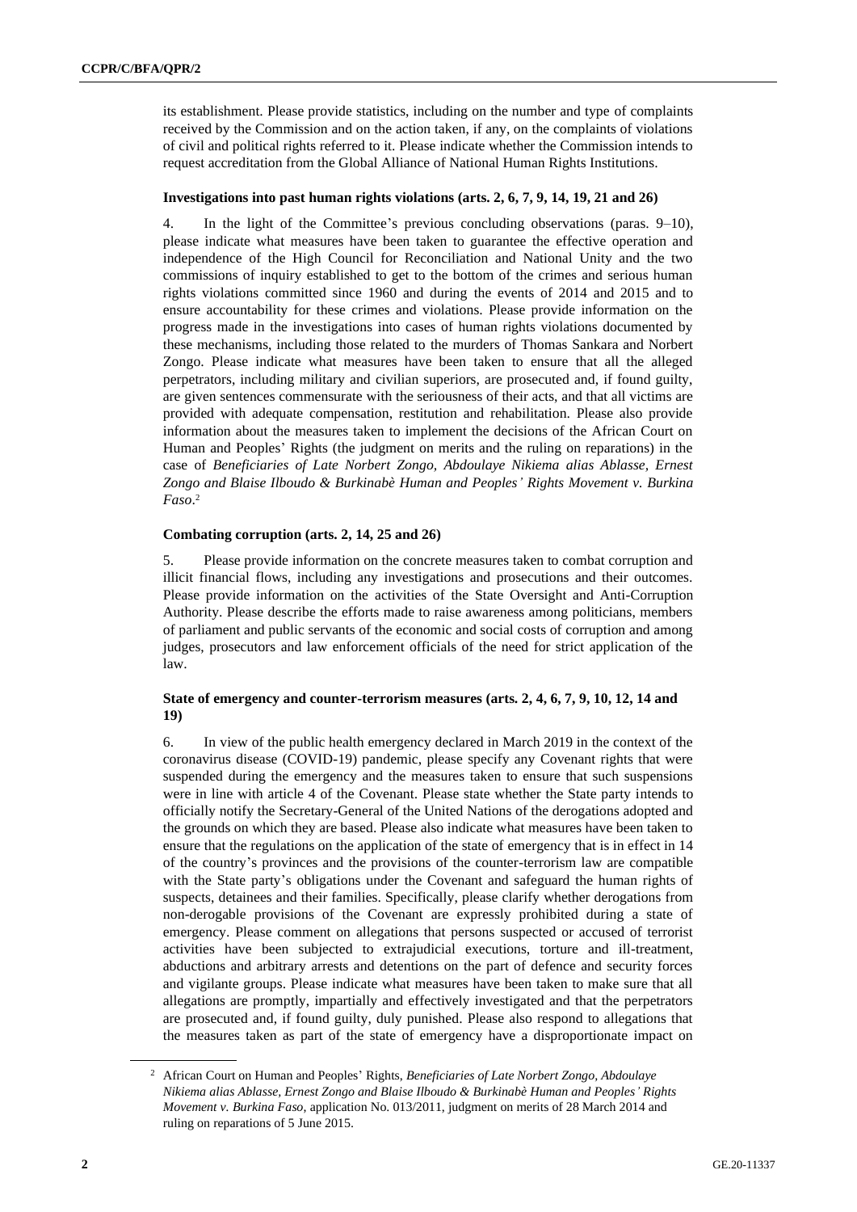its establishment. Please provide statistics, including on the number and type of complaints received by the Commission and on the action taken, if any, on the complaints of violations of civil and political rights referred to it. Please indicate whether the Commission intends to request accreditation from the Global Alliance of National Human Rights Institutions.

### Investigations into past human rights violations (arts. 2, 6, 7, 9, 14, 19, 21 and 26)

4. In the light of the Committee's previous concluding observations (paras. 9–10), please indicate what measures have been taken to guarantee the effective operation and independence of the High Council for Reconciliation and National Unity and the two commissions of inquiry established to get to the bottom of the crimes and serious human rights violations committed since 1960 and during the events of 2014 and 2015 and to ensure accountability for these crimes and violations. Please provide information on the progress made in the investigations into cases of human rights violations documented by these mechanisms, including those related to the murders of Thomas Sankara and Norbert Zongo. Please indicate what measures have been taken to ensure that all the alleged perpetrators, including military and civilian superiors, are prosecuted and, if found guilty, are given sentences commensurate with the seriousness of their acts, and that all victims are provided with adequate compensation, restitution and rehabilitation. Please also provide information about the measures taken to implement the decisions of the African Court on Human and Peoples' Rights (the judgment on merits and the ruling on reparations) in the case of *Beneficiaries of Late Norbert Zongo, Abdoulaye Nikiema alias Ablasse, Ernest Zongo and Blaise Ilboudo & Burkinabè Human and Peoples' Rights Movement v. Burkina Faso*.[2]

### Combating corruption (arts. 2, 14, 25 and 26)

5. Please provide information on the concrete measures taken to combat corruption and illicit financial flows, including any investigations and prosecutions and their outcomes. Please provide information on the activities of the State Oversight and Anti-Corruption Authority. Please describe the efforts made to raise awareness among politicians, members of parliament and public servants of the economic and social costs of corruption and among judges, prosecutors and law enforcement officials of the need for strict application of the law.

### State of emergency and counter-terrorism measures (arts. 2, 4, 6, 7, 9, 10, 12, 14 and 19)

6. In view of the public health emergency declared in March 2019 in the context of the coronavirus disease (COVID-19) pandemic, please specify any Covenant rights that were suspended during the emergency and the measures taken to ensure that such suspensions were in line with article 4 of the Covenant. Please state whether the State party intends to officially notify the Secretary-General of the United Nations of the derogations adopted and the grounds on which they are based. Please also indicate what measures have been taken to ensure that the regulations on the application of the state of emergency that is in effect in 14 of the country's provinces and the provisions of the counter-terrorism law are compatible with the State party's obligations under the Covenant and safeguard the human rights of suspects, detainees and their families. Specifically, please clarify whether derogations from non-derogable provisions of the Covenant are expressly prohibited during a state of emergency. Please comment on allegations that persons suspected or accused of terrorist activities have been subjected to extrajudicial executions, torture and ill-treatment, abductions and arbitrary arrests and detentions on the part of defence and security forces and vigilante groups. Please indicate what measures have been taken to make sure that all allegations are promptly, impartially and effectively investigated and that the perpetrators are prosecuted and, if found guilty, duly punished. Please also respond to allegations that the measures taken as part of the state of emergency have a disproportionate impact on

---

[2] African Court on Human and Peoples' Rights, *Beneficiaries of Late Norbert Zongo, Abdoulaye Nikiema alias Ablasse, Ernest Zongo and Blaise Ilboudo & Burkinabè Human and Peoples' Rights Movement v. Burkina Faso*, application No. 013/2011, judgment on merits of 28 March 2014 and ruling on reparations of 5 June 2015.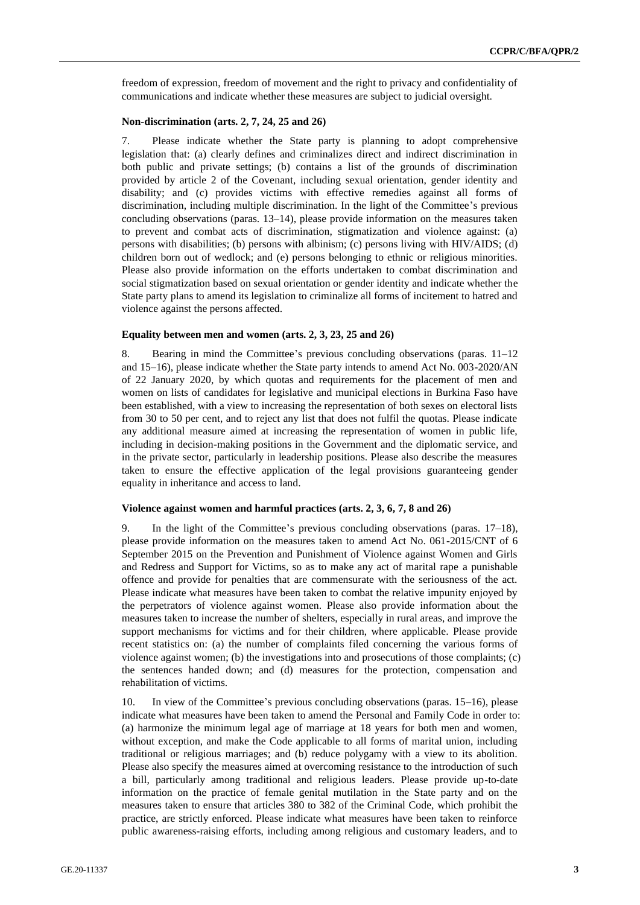freedom of expression, freedom of movement and the right to privacy and confidentiality of communications and indicate whether these measures are subject to judicial oversight.

### Non-discrimination (arts. 2, 7, 24, 25 and 26)

7. Please indicate whether the State party is planning to adopt comprehensive legislation that: (a) clearly defines and criminalizes direct and indirect discrimination in both public and private settings; (b) contains a list of the grounds of discrimination provided by article 2 of the Covenant, including sexual orientation, gender identity and disability; and (c) provides victims with effective remedies against all forms of discrimination, including multiple discrimination. In the light of the Committee's previous concluding observations (paras. 13–14), please provide information on the measures taken to prevent and combat acts of discrimination, stigmatization and violence against: (a) persons with disabilities; (b) persons with albinism; (c) persons living with HIV/AIDS; (d) children born out of wedlock; and (e) persons belonging to ethnic or religious minorities. Please also provide information on the efforts undertaken to combat discrimination and social stigmatization based on sexual orientation or gender identity and indicate whether the State party plans to amend its legislation to criminalize all forms of incitement to hatred and violence against the persons affected.

### Equality between men and women (arts. 2, 3, 23, 25 and 26)

8. Bearing in mind the Committee's previous concluding observations (paras. 11–12 and 15–16), please indicate whether the State party intends to amend Act No. 003-2020/AN of 22 January 2020, by which quotas and requirements for the placement of men and women on lists of candidates for legislative and municipal elections in Burkina Faso have been established, with a view to increasing the representation of both sexes on electoral lists from 30 to 50 per cent, and to reject any list that does not fulfil the quotas. Please indicate any additional measure aimed at increasing the representation of women in public life, including in decision-making positions in the Government and the diplomatic service, and in the private sector, particularly in leadership positions. Please also describe the measures taken to ensure the effective application of the legal provisions guaranteeing gender equality in inheritance and access to land.

### Violence against women and harmful practices (arts. 2, 3, 6, 7, 8 and 26)

9. In the light of the Committee's previous concluding observations (paras. 17–18), please provide information on the measures taken to amend Act No. 061-2015/CNT of 6 September 2015 on the Prevention and Punishment of Violence against Women and Girls and Redress and Support for Victims, so as to make any act of marital rape a punishable offence and provide for penalties that are commensurate with the seriousness of the act. Please indicate what measures have been taken to combat the relative impunity enjoyed by the perpetrators of violence against women. Please also provide information about the measures taken to increase the number of shelters, especially in rural areas, and improve the support mechanisms for victims and for their children, where applicable. Please provide recent statistics on: (a) the number of complaints filed concerning the various forms of violence against women; (b) the investigations into and prosecutions of those complaints; (c) the sentences handed down; and (d) measures for the protection, compensation and rehabilitation of victims.

10. In view of the Committee's previous concluding observations (paras. 15–16), please indicate what measures have been taken to amend the Personal and Family Code in order to: (a) harmonize the minimum legal age of marriage at 18 years for both men and women, without exception, and make the Code applicable to all forms of marital union, including traditional or religious marriages; and (b) reduce polygamy with a view to its abolition. Please also specify the measures aimed at overcoming resistance to the introduction of such a bill, particularly among traditional and religious leaders. Please provide up-to-date information on the practice of female genital mutilation in the State party and on the measures taken to ensure that articles 380 to 382 of the Criminal Code, which prohibit the practice, are strictly enforced. Please indicate what measures have been taken to reinforce public awareness-raising efforts, including among religious and customary leaders, and to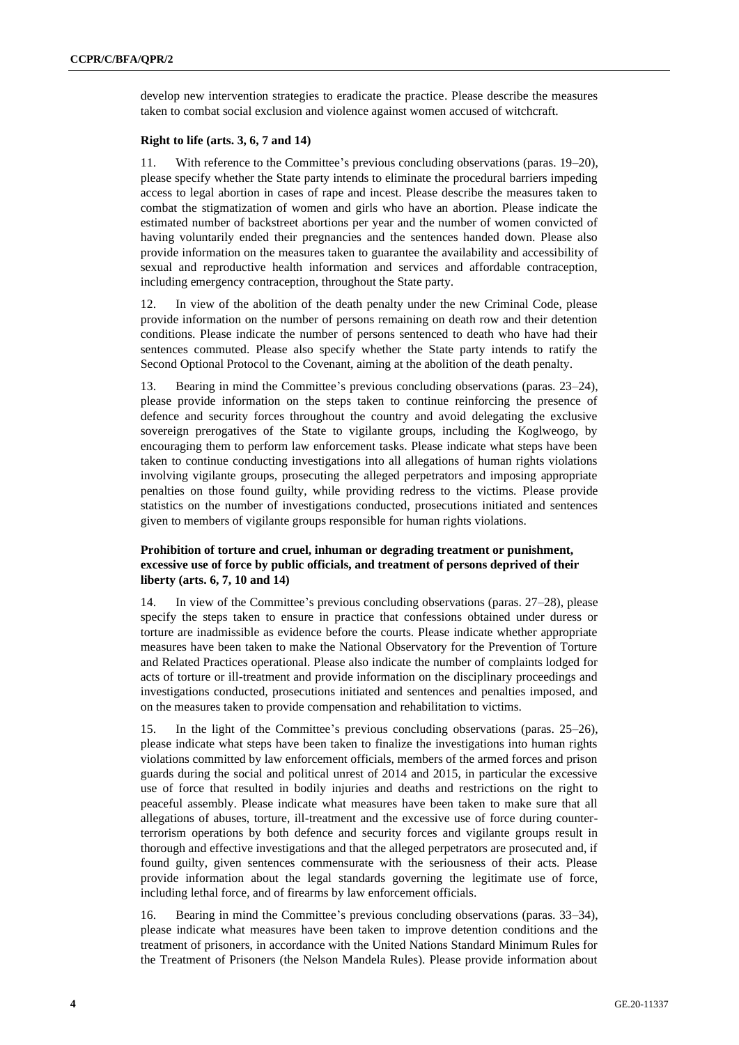develop new intervention strategies to eradicate the practice. Please describe the measures taken to combat social exclusion and violence against women accused of witchcraft.

### Right to life (arts. 3, 6, 7 and 14)

11. With reference to the Committee's previous concluding observations (paras. 19–20), please specify whether the State party intends to eliminate the procedural barriers impeding access to legal abortion in cases of rape and incest. Please describe the measures taken to combat the stigmatization of women and girls who have an abortion. Please indicate the estimated number of backstreet abortions per year and the number of women convicted of having voluntarily ended their pregnancies and the sentences handed down. Please also provide information on the measures taken to guarantee the availability and accessibility of sexual and reproductive health information and services and affordable contraception, including emergency contraception, throughout the State party.

12. In view of the abolition of the death penalty under the new Criminal Code, please provide information on the number of persons remaining on death row and their detention conditions. Please indicate the number of persons sentenced to death who have had their sentences commuted. Please also specify whether the State party intends to ratify the Second Optional Protocol to the Covenant, aiming at the abolition of the death penalty.

13. Bearing in mind the Committee's previous concluding observations (paras. 23–24), please provide information on the steps taken to continue reinforcing the presence of defence and security forces throughout the country and avoid delegating the exclusive sovereign prerogatives of the State to vigilante groups, including the Koglweogo, by encouraging them to perform law enforcement tasks. Please indicate what steps have been taken to continue conducting investigations into all allegations of human rights violations involving vigilante groups, prosecuting the alleged perpetrators and imposing appropriate penalties on those found guilty, while providing redress to the victims. Please provide statistics on the number of investigations conducted, prosecutions initiated and sentences given to members of vigilante groups responsible for human rights violations.

### Prohibition of torture and cruel, inhuman or degrading treatment or punishment, excessive use of force by public officials, and treatment of persons deprived of their liberty (arts. 6, 7, 10 and 14)

14. In view of the Committee's previous concluding observations (paras. 27–28), please specify the steps taken to ensure in practice that confessions obtained under duress or torture are inadmissible as evidence before the courts. Please indicate whether appropriate measures have been taken to make the National Observatory for the Prevention of Torture and Related Practices operational. Please also indicate the number of complaints lodged for acts of torture or ill-treatment and provide information on the disciplinary proceedings and investigations conducted, prosecutions initiated and sentences and penalties imposed, and on the measures taken to provide compensation and rehabilitation to victims.

15. In the light of the Committee's previous concluding observations (paras. 25–26), please indicate what steps have been taken to finalize the investigations into human rights violations committed by law enforcement officials, members of the armed forces and prison guards during the social and political unrest of 2014 and 2015, in particular the excessive use of force that resulted in bodily injuries and deaths and restrictions on the right to peaceful assembly. Please indicate what measures have been taken to make sure that all allegations of abuses, torture, ill-treatment and the excessive use of force during counter-terrorism operations by both defence and security forces and vigilante groups result in thorough and effective investigations and that the alleged perpetrators are prosecuted and, if found guilty, given sentences commensurate with the seriousness of their acts. Please provide information about the legal standards governing the legitimate use of force, including lethal force, and of firearms by law enforcement officials.

16. Bearing in mind the Committee's previous concluding observations (paras. 33–34), please indicate what measures have been taken to improve detention conditions and the treatment of prisoners, in accordance with the United Nations Standard Minimum Rules for the Treatment of Prisoners (the Nelson Mandela Rules). Please provide information about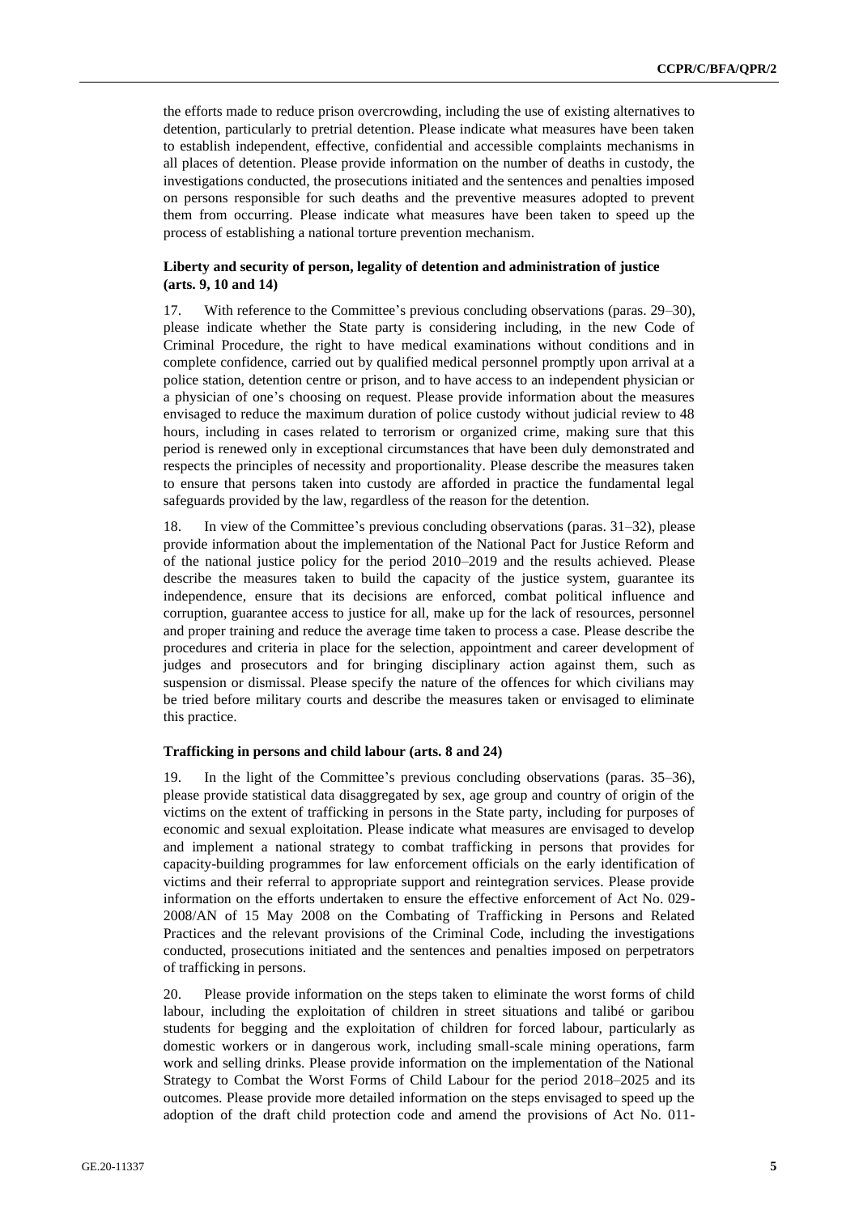the efforts made to reduce prison overcrowding, including the use of existing alternatives to detention, particularly to pretrial detention. Please indicate what measures have been taken to establish independent, effective, confidential and accessible complaints mechanisms in all places of detention. Please provide information on the number of deaths in custody, the investigations conducted, the prosecutions initiated and the sentences and penalties imposed on persons responsible for such deaths and the preventive measures adopted to prevent them from occurring. Please indicate what measures have been taken to speed up the process of establishing a national torture prevention mechanism.

### Liberty and security of person, legality of detention and administration of justice (arts. 9, 10 and 14)

17. With reference to the Committee's previous concluding observations (paras. 29–30), please indicate whether the State party is considering including, in the new Code of Criminal Procedure, the right to have medical examinations without conditions and in complete confidence, carried out by qualified medical personnel promptly upon arrival at a police station, detention centre or prison, and to have access to an independent physician or a physician of one's choosing on request. Please provide information about the measures envisaged to reduce the maximum duration of police custody without judicial review to 48 hours, including in cases related to terrorism or organized crime, making sure that this period is renewed only in exceptional circumstances that have been duly demonstrated and respects the principles of necessity and proportionality. Please describe the measures taken to ensure that persons taken into custody are afforded in practice the fundamental legal safeguards provided by the law, regardless of the reason for the detention.

18. In view of the Committee's previous concluding observations (paras. 31–32), please provide information about the implementation of the National Pact for Justice Reform and of the national justice policy for the period 2010–2019 and the results achieved. Please describe the measures taken to build the capacity of the justice system, guarantee its independence, ensure that its decisions are enforced, combat political influence and corruption, guarantee access to justice for all, make up for the lack of resources, personnel and proper training and reduce the average time taken to process a case. Please describe the procedures and criteria in place for the selection, appointment and career development of judges and prosecutors and for bringing disciplinary action against them, such as suspension or dismissal. Please specify the nature of the offences for which civilians may be tried before military courts and describe the measures taken or envisaged to eliminate this practice.

### Trafficking in persons and child labour (arts. 8 and 24)

19. In the light of the Committee's previous concluding observations (paras. 35–36), please provide statistical data disaggregated by sex, age group and country of origin of the victims on the extent of trafficking in persons in the State party, including for purposes of economic and sexual exploitation. Please indicate what measures are envisaged to develop and implement a national strategy to combat trafficking in persons that provides for capacity-building programmes for law enforcement officials on the early identification of victims and their referral to appropriate support and reintegration services. Please provide information on the efforts undertaken to ensure the effective enforcement of Act No. 029-2008/AN of 15 May 2008 on the Combating of Trafficking in Persons and Related Practices and the relevant provisions of the Criminal Code, including the investigations conducted, prosecutions initiated and the sentences and penalties imposed on perpetrators of trafficking in persons.

20. Please provide information on the steps taken to eliminate the worst forms of child labour, including the exploitation of children in street situations and talibé or garibou students for begging and the exploitation of children for forced labour, particularly as domestic workers or in dangerous work, including small-scale mining operations, farm work and selling drinks. Please provide information on the implementation of the National Strategy to Combat the Worst Forms of Child Labour for the period 2018–2025 and its outcomes. Please provide more detailed information on the steps envisaged to speed up the adoption of the draft child protection code and amend the provisions of Act No. 011-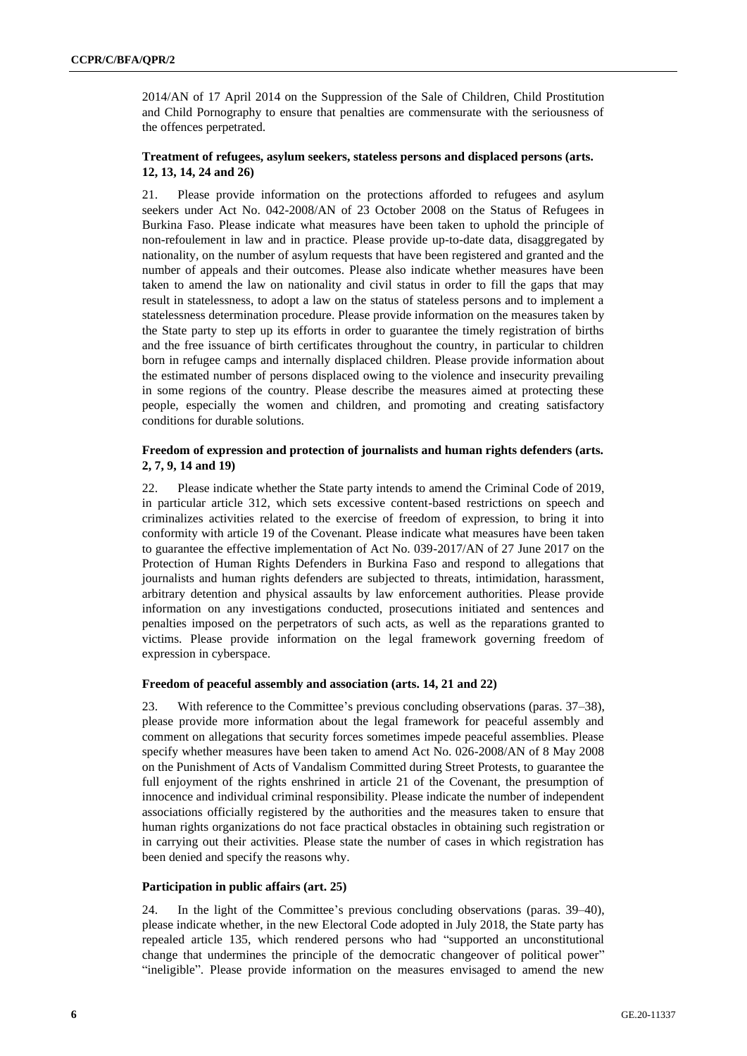2014/AN of 17 April 2014 on the Suppression of the Sale of Children, Child Prostitution and Child Pornography to ensure that penalties are commensurate with the seriousness of the offences perpetrated.

### Treatment of refugees, asylum seekers, stateless persons and displaced persons (arts. 12, 13, 14, 24 and 26)

21. Please provide information on the protections afforded to refugees and asylum seekers under Act No. 042-2008/AN of 23 October 2008 on the Status of Refugees in Burkina Faso. Please indicate what measures have been taken to uphold the principle of non-refoulement in law and in practice. Please provide up-to-date data, disaggregated by nationality, on the number of asylum requests that have been registered and granted and the number of appeals and their outcomes. Please also indicate whether measures have been taken to amend the law on nationality and civil status in order to fill the gaps that may result in statelessness, to adopt a law on the status of stateless persons and to implement a statelessness determination procedure. Please provide information on the measures taken by the State party to step up its efforts in order to guarantee the timely registration of births and the free issuance of birth certificates throughout the country, in particular to children born in refugee camps and internally displaced children. Please provide information about the estimated number of persons displaced owing to the violence and insecurity prevailing in some regions of the country. Please describe the measures aimed at protecting these people, especially the women and children, and promoting and creating satisfactory conditions for durable solutions.

### Freedom of expression and protection of journalists and human rights defenders (arts. 2, 7, 9, 14 and 19)

22. Please indicate whether the State party intends to amend the Criminal Code of 2019, in particular article 312, which sets excessive content-based restrictions on speech and criminalizes activities related to the exercise of freedom of expression, to bring it into conformity with article 19 of the Covenant. Please indicate what measures have been taken to guarantee the effective implementation of Act No. 039-2017/AN of 27 June 2017 on the Protection of Human Rights Defenders in Burkina Faso and respond to allegations that journalists and human rights defenders are subjected to threats, intimidation, harassment, arbitrary detention and physical assaults by law enforcement authorities. Please provide information on any investigations conducted, prosecutions initiated and sentences and penalties imposed on the perpetrators of such acts, as well as the reparations granted to victims. Please provide information on the legal framework governing freedom of expression in cyberspace.

### Freedom of peaceful assembly and association (arts. 14, 21 and 22)

23. With reference to the Committee's previous concluding observations (paras. 37–38), please provide more information about the legal framework for peaceful assembly and comment on allegations that security forces sometimes impede peaceful assemblies. Please specify whether measures have been taken to amend Act No. 026-2008/AN of 8 May 2008 on the Punishment of Acts of Vandalism Committed during Street Protests, to guarantee the full enjoyment of the rights enshrined in article 21 of the Covenant, the presumption of innocence and individual criminal responsibility. Please indicate the number of independent associations officially registered by the authorities and the measures taken to ensure that human rights organizations do not face practical obstacles in obtaining such registration or in carrying out their activities. Please state the number of cases in which registration has been denied and specify the reasons why.

### Participation in public affairs (art. 25)

24. In the light of the Committee's previous concluding observations (paras. 39–40), please indicate whether, in the new Electoral Code adopted in July 2018, the State party has repealed article 135, which rendered persons who had "supported an unconstitutional change that undermines the principle of the democratic changeover of political power" "ineligible". Please provide information on the measures envisaged to amend the new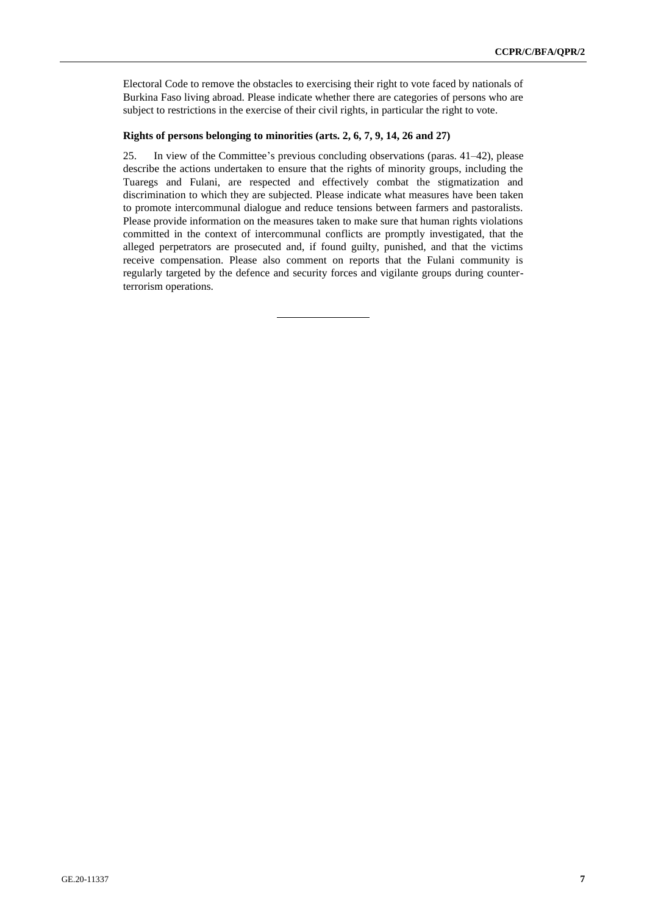Electoral Code to remove the obstacles to exercising their right to vote faced by nationals of Burkina Faso living abroad. Please indicate whether there are categories of persons who are subject to restrictions in the exercise of their civil rights, in particular the right to vote.

**Rights of persons belonging to minorities (arts. 2, 6, 7, 9, 14, 26 and 27)**

25. In view of the Committee's previous concluding observations (paras. 41–42), please describe the actions undertaken to ensure that the rights of minority groups, including the Tuaregs and Fulani, are respected and effectively combat the stigmatization and discrimination to which they are subjected. Please indicate what measures have been taken to promote intercommunal dialogue and reduce tensions between farmers and pastoralists. Please provide information on the measures taken to make sure that human rights violations committed in the context of intercommunal conflicts are promptly investigated, that the alleged perpetrators are prosecuted and, if found guilty, punished, and that the victims receive compensation. Please also comment on reports that the Fulani community is regularly targeted by the defence and security forces and vigilante groups during counter-terrorism operations.